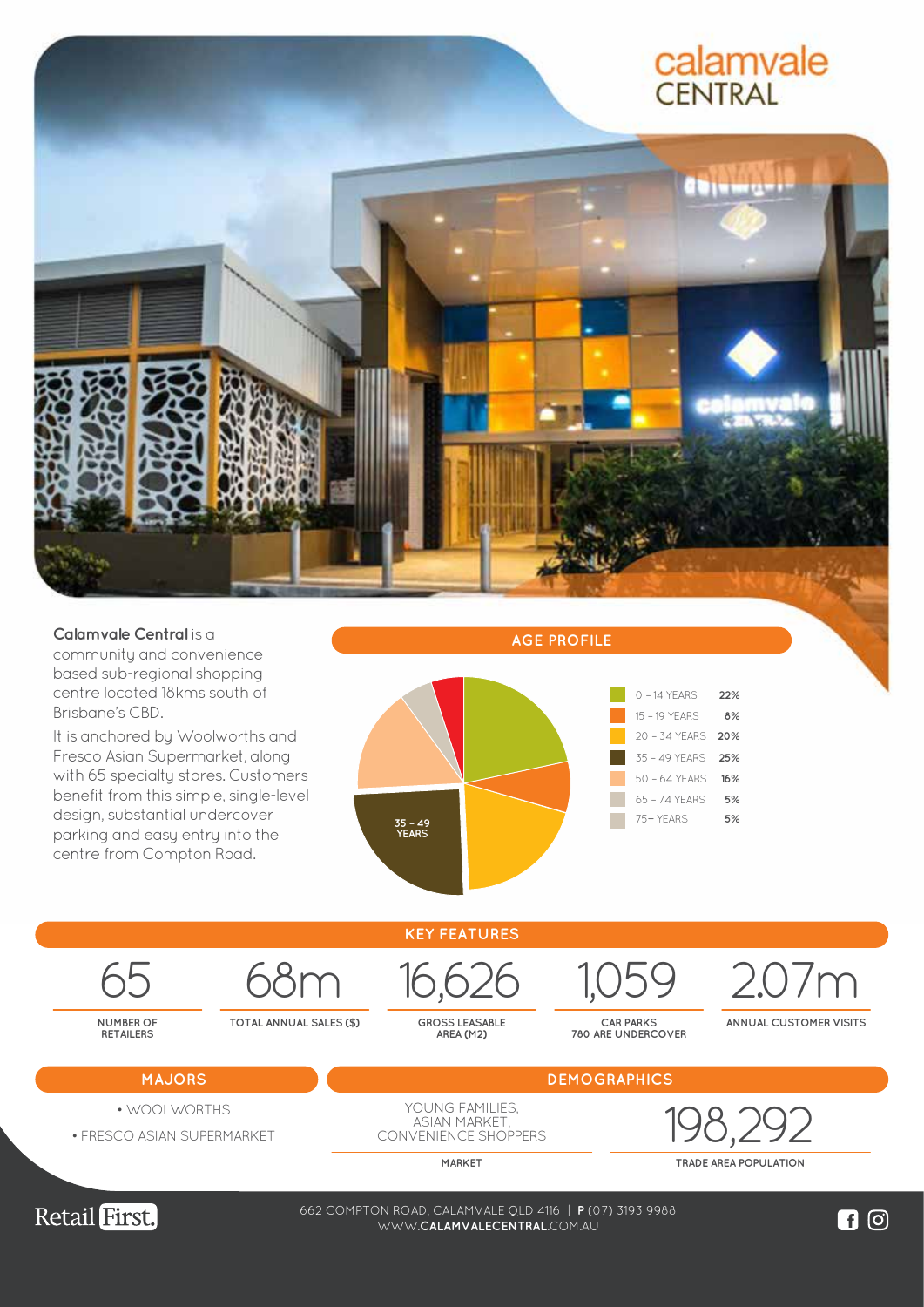# calamvale CENTRAL

**Calamvale Central** is a community and convenience based sub-regional shopping centre located 18kms south of Brisbane's CBD.

It is anchored by Woolworths and Fresco Asian Supermarket, along with 65 specialty stores. Customers benefit from this simple, single-level design, substantial undercover parking and easy entry into the centre from Compton Road.

## AGE PROFILE

| Age | % |
|---|---|
| 0 – 14 YEARS | 22% |
| 15 – 19 YEARS | 8% |
| 20 – 34 YEARS | 20% |
| 35 – 49 YEARS | 25% |
| 50 – 64 YEARS | 16% |
| 65 – 74 YEARS | 5% |
| 75+ YEARS | 5% |

## KEY FEATURES

| 65 | 68m | 16,626 | 1,059 | 2.07m |
|---|---|---|---|---|
| NUMBER OF RETAILERS | TOTAL ANNUAL SALES ($) | GROSS LEASABLE AREA (M2) | CAR PARKS 780 ARE UNDERCOVER | ANNUAL CUSTOMER VISITS |

## MAJORS

- WOOLWORTHS
- FRESCO ASIAN SUPERMARKET

## DEMOGRAPHICS

YOUNG FAMILIES, ASIAN MARKET, CONVENIENCE SHOPPERS

MARKET

198,292

TRADE AREA POPULATION

Retail First.

662 COMPTON ROAD, CALAMVALE QLD 4116 | **P** (07) 3193 9988
WWW.**CALAMVALECENTRAL**.COM.AU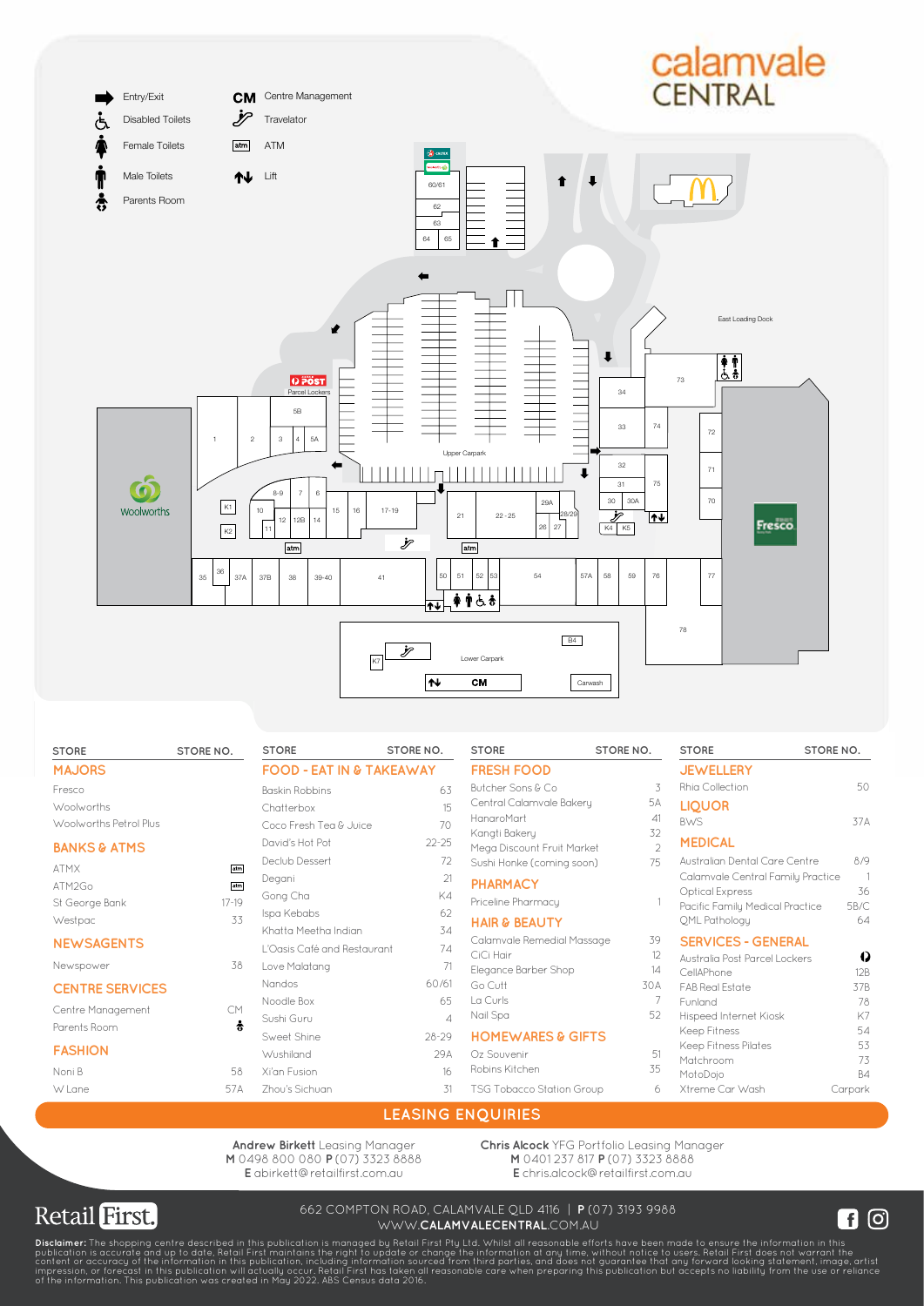# calamvale CENTRAL

Entry/Exit
Disabled Toilets
Female Toilets
Male Toilets
Parents Room
CM Centre Management
Travelator
ATM
Lift

East Loading Dock
Upper Carpark
Lower Carpark
Parcel Lockers
Carwash
Woolworths
Fresco

| STORE | STORE NO. |
|---|---|
| **MAJORS** | |
| Fresco | |
| Woolworths | |
| Woolworths Petrol Plus | |
| **BANKS & ATMS** | |
| ATMX | atm |
| ATM2Go | atm |
| St George Bank | 17-19 |
| Westpac | 33 |
| **NEWSAGENTS** | |
| Newspower | 38 |
| **CENTRE SERVICES** | |
| Centre Management | CM |
| Parents Room | |
| **FASHION** | |
| Noni B | 58 |
| W Lane | 57A |

| STORE | STORE NO. |
|---|---|
| **FOOD - EAT IN & TAKEAWAY** | |
| Baskin Robbins | 63 |
| Chatterbox | 15 |
| Coco Fresh Tea & Juice | 70 |
| David's Hot Pot | 22-25 |
| Declub Dessert | 72 |
| Degani | 21 |
| Gong Cha | K4 |
| Ispa Kebabs | 62 |
| Khatta Meetha Indian | 34 |
| L'Oasis Café and Restaurant | 74 |
| Love Malatang | 71 |
| Nandos | 60/61 |
| Noodle Box | 65 |
| Sushi Guru | 4 |
| Sweet Shine | 28-29 |
| Wushiland | 29A |
| Xi'an Fusion | 16 |
| Zhou's Sichuan | 31 |

| STORE | STORE NO. |
|---|---|
| **FRESH FOOD** | |
| Butcher Sons & Co | 3 |
| Central Calamvale Bakery | 5A |
| HanaroMart | 41 |
| Kangti Bakery | 32 |
| Mega Discount Fruit Market | 2 |
| Sushi Honke (coming soon) | 75 |
| **PHARMACY** | |
| Priceline Pharmacy | 1 |
| **HAIR & BEAUTY** | |
| Calamvale Remedial Massage | 39 |
| CiCi Hair | 12 |
| Elegance Barber Shop | 14 |
| Go Cutt | 30A |
| La Curls | 7 |
| Nail Spa | 52 |
| **HOMEWARES & GIFTS** | |
| Oz Souvenir | 51 |
| Robins Kitchen | 35 |
| TSG Tobacco Station Group | 6 |

| STORE | STORE NO. |
|---|---|
| **JEWELLERY** | |
| Rhia Collection | 50 |
| **LIQUOR** | |
| BWS | 37A |
| **MEDICAL** | |
| Australian Dental Care Centre | 8/9 |
| Calamvale Central Family Practice | 1 |
| Optical Express | 36 |
| Pacific Family Medical Practice | 5B/C |
| QML Pathology | 64 |
| **SERVICES - GENERAL** | |
| Australia Post Parcel Lockers | |
| CellAPhone | 12B |
| FAB Real Estate | 37B |
| Funland | 78 |
| Hispeed Internet Kiosk | K7 |
| Keep Fitness | 54 |
| Keep Fitness Pilates | 53 |
| Matchroom | 73 |
| MotoDojo | B4 |
| Xtreme Car Wash | Carpark |

## LEASING ENQUIRIES

**Andrew Birkett** Leasing Manager
**M** 0498 800 080 **P** (07) 3323 8888
**E** abirkett@retailfirst.com.au

**Chris Alcock** YFG Portfolio Leasing Manager
**M** 0401 237 817 **P** (07) 3323 8888
**E** chris.alcock@retailfirst.com.au

Retail First.

662 COMPTON ROAD, CALAMVALE QLD 4116 | **P** (07) 3193 9988
WWW.**CALAMVALECENTRAL**.COM.AU

**Disclaimer:** The shopping centre described in this publication is managed by Retail First Pty Ltd. Whilst all reasonable efforts have been made to ensure the information in this publication is accurate and up to date, Retail First maintains the right to update or change the information at any time, without notice to users. Retail First does not warrant the content or accuracy of the information in this publication, including information sourced from third parties, and does not guarantee that any forward looking statement, image, artist impression, or forecast in this publication will actually occur. Retail First has taken all reasonable care when preparing this publication but accepts no liability from the use or reliance of the information. This publication was created in May 2022. ABS Census data 2016.